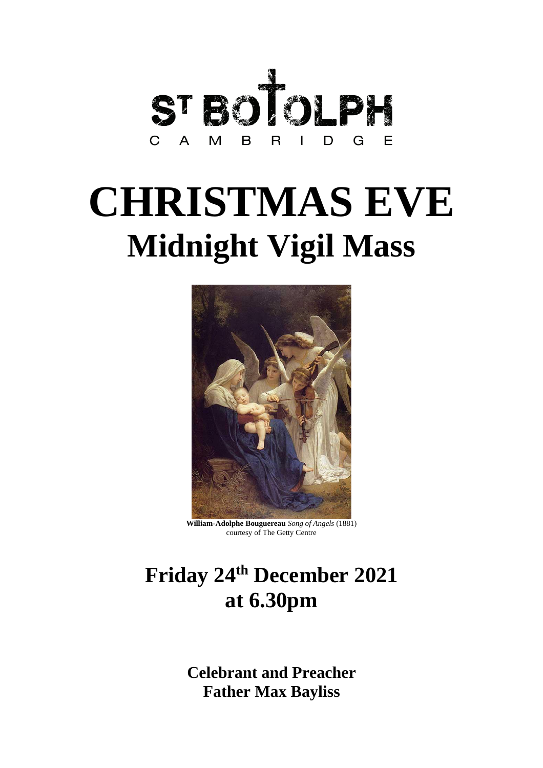ST BOTOLPH
CAMBRIDGE

# CHRISTMAS EVE
## Midnight Vigil Mass

**William-Adolphe Bouguereau** *Song of Angels* (1881)
courtesy of The Getty Centre

## Friday 24th December 2021
## at 6.30pm

**Celebrant and Preacher**
**Father Max Bayliss**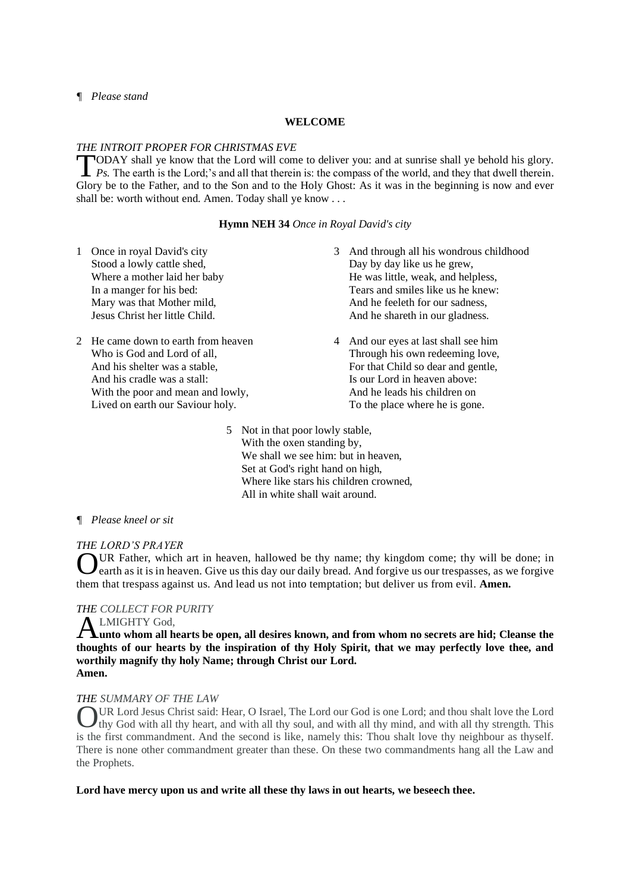¶ *Please stand*

**WELCOME**

*THE INTROIT PROPER FOR CHRISTMAS EVE*

TODAY shall ye know that the Lord will come to deliver you: and at sunrise shall ye behold his glory. *Ps.* The earth is the Lord;'s and all that therein is: the compass of the world, and they that dwell therein. Glory be to the Father, and to the Son and to the Holy Ghost: As it was in the beginning is now and ever shall be: worth without end. Amen. Today shall ye know . . .

**Hymn NEH 34** *Once in Royal David's city*

1 Once in royal David's city
Stood a lowly cattle shed,
Where a mother laid her baby
In a manger for his bed:
Mary was that Mother mild,
Jesus Christ her little Child.

2 He came down to earth from heaven
Who is God and Lord of all,
And his shelter was a stable,
And his cradle was a stall:
With the poor and mean and lowly,
Lived on earth our Saviour holy.

3 And through all his wondrous childhood
Day by day like us he grew,
He was little, weak, and helpless,
Tears and smiles like us he knew:
And he feeleth for our sadness,
And he shareth in our gladness.

4 And our eyes at last shall see him
Through his own redeeming love,
For that Child so dear and gentle,
Is our Lord in heaven above:
And he leads his children on
To the place where he is gone.

5 Not in that poor lowly stable,
With the oxen standing by,
We shall we see him: but in heaven,
Set at God's right hand on high,
Where like stars his children crowned,
All in white shall wait around.

¶ *Please kneel or sit*

*THE LORD'S PRAYER*

OUR Father, which art in heaven, hallowed be thy name; thy kingdom come; thy will be done; in earth as it is in heaven. Give us this day our daily bread. And forgive us our trespasses, as we forgive them that trespass against us. And lead us not into temptation; but deliver us from evil. **Amen.**

*THE COLLECT FOR PURITY*

ALMIGHTY God,
**unto whom all hearts be open, all desires known, and from whom no secrets are hid; Cleanse the thoughts of our hearts by the inspiration of thy Holy Spirit, that we may perfectly love thee, and worthily magnify thy holy Name; through Christ our Lord.
Amen.**

*THE SUMMARY OF THE LAW*

OUR Lord Jesus Christ said: Hear, O Israel, The Lord our God is one Lord; and thou shalt love the Lord thy God with all thy heart, and with all thy soul, and with all thy mind, and with all thy strength. This is the first commandment. And the second is like, namely this: Thou shalt love thy neighbour as thyself. There is none other commandment greater than these. On these two commandments hang all the Law and the Prophets.

**Lord have mercy upon us and write all these thy laws in out hearts, we beseech thee.**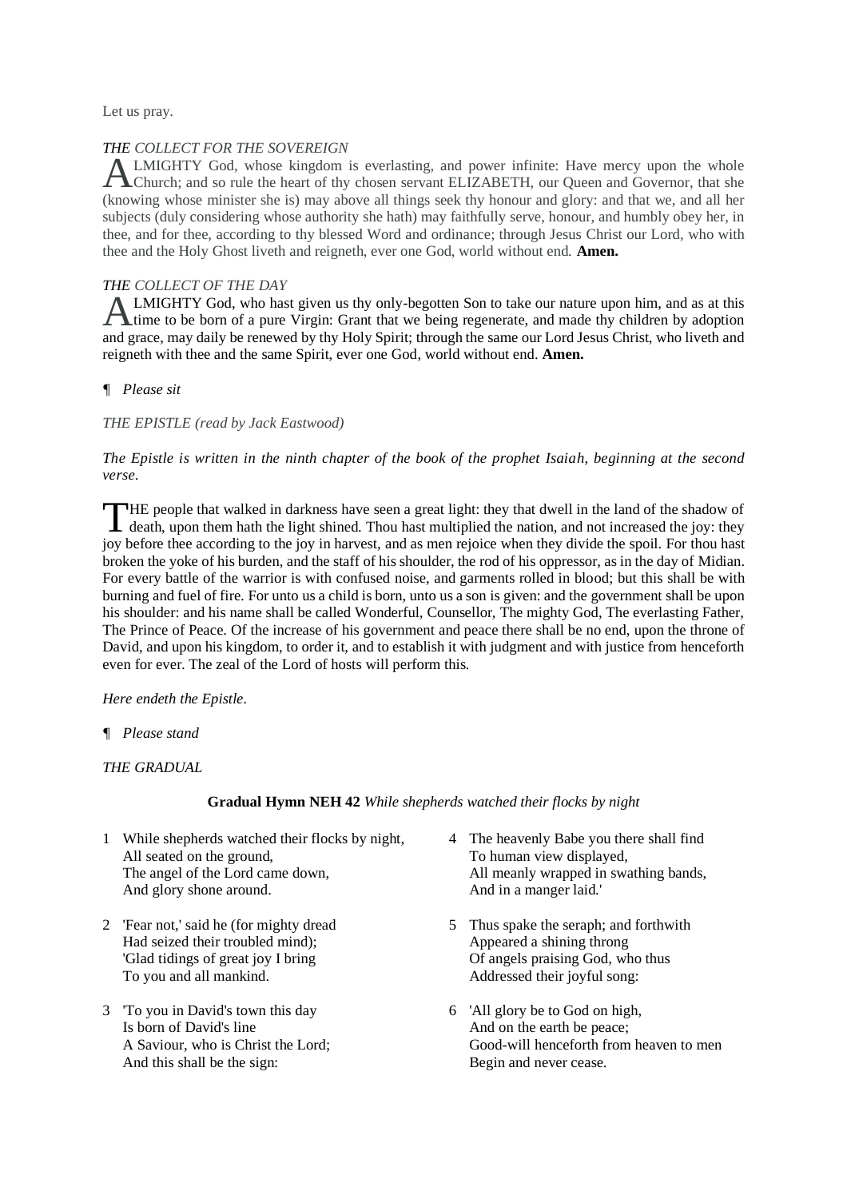Let us pray.

*THE COLLECT FOR THE SOVEREIGN*

ALMIGHTY God, whose kingdom is everlasting, and power infinite: Have mercy upon the whole Church; and so rule the heart of thy chosen servant ELIZABETH, our Queen and Governor, that she (knowing whose minister she is) may above all things seek thy honour and glory: and that we, and all her subjects (duly considering whose authority she hath) may faithfully serve, honour, and humbly obey her, in thee, and for thee, according to thy blessed Word and ordinance; through Jesus Christ our Lord, who with thee and the Holy Ghost liveth and reigneth, ever one God, world without end. **Amen.**

*THE COLLECT OF THE DAY*

ALMIGHTY God, who hast given us thy only-begotten Son to take our nature upon him, and as at this time to be born of a pure Virgin: Grant that we being regenerate, and made thy children by adoption and grace, may daily be renewed by thy Holy Spirit; through the same our Lord Jesus Christ, who liveth and reigneth with thee and the same Spirit, ever one God, world without end. **Amen.**

¶ *Please sit*

*THE EPISTLE (read by Jack Eastwood)*

*The Epistle is written in the ninth chapter of the book of the prophet Isaiah, beginning at the second verse.*

THE people that walked in darkness have seen a great light: they that dwell in the land of the shadow of death, upon them hath the light shined. Thou hast multiplied the nation, and not increased the joy: they joy before thee according to the joy in harvest, and as men rejoice when they divide the spoil. For thou hast broken the yoke of his burden, and the staff of his shoulder, the rod of his oppressor, as in the day of Midian. For every battle of the warrior is with confused noise, and garments rolled in blood; but this shall be with burning and fuel of fire. For unto us a child is born, unto us a son is given: and the government shall be upon his shoulder: and his name shall be called Wonderful, Counsellor, The mighty God, The everlasting Father, The Prince of Peace. Of the increase of his government and peace there shall be no end, upon the throne of David, and upon his kingdom, to order it, and to establish it with judgment and with justice from henceforth even for ever. The zeal of the Lord of hosts will perform this.

*Here endeth the Epistle.*

¶ *Please stand*

*THE GRADUAL*

**Gradual Hymn NEH 42** *While shepherds watched their flocks by night*

1 While shepherds watched their flocks by night,
All seated on the ground,
The angel of the Lord came down,
And glory shone around.

2 'Fear not,' said he (for mighty dread
Had seized their troubled mind);
'Glad tidings of great joy I bring
To you and all mankind.

3 'To you in David's town this day
Is born of David's line
A Saviour, who is Christ the Lord;
And this shall be the sign:

4 The heavenly Babe you there shall find
To human view displayed,
All meanly wrapped in swathing bands,
And in a manger laid.'

5 Thus spake the seraph; and forthwith
Appeared a shining throng
Of angels praising God, who thus
Addressed their joyful song:

6 'All glory be to God on high,
And on the earth be peace;
Good-will henceforth from heaven to men
Begin and never cease.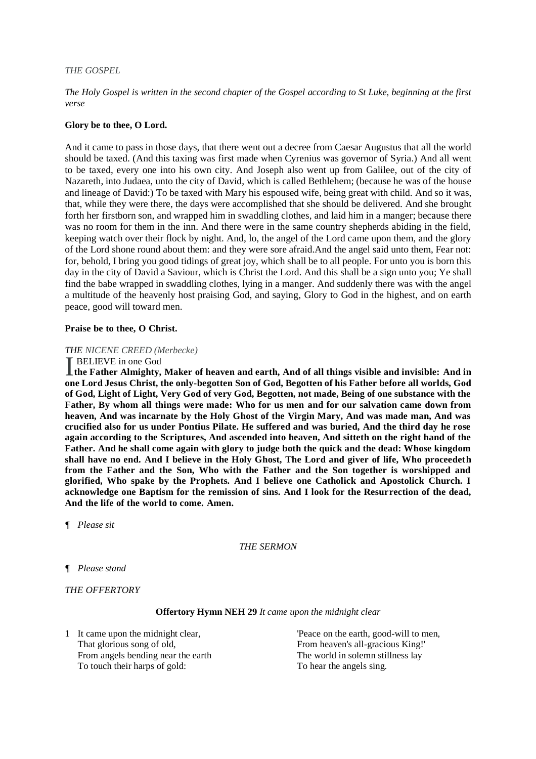*THE GOSPEL*

*The Holy Gospel is written in the second chapter of the Gospel according to St Luke, beginning at the first verse*

**Glory be to thee, O Lord.**

And it came to pass in those days, that there went out a decree from Caesar Augustus that all the world should be taxed. (And this taxing was first made when Cyrenius was governor of Syria.) And all went to be taxed, every one into his own city. And Joseph also went up from Galilee, out of the city of Nazareth, into Judaea, unto the city of David, which is called Bethlehem; (because he was of the house and lineage of David:) To be taxed with Mary his espoused wife, being great with child. And so it was, that, while they were there, the days were accomplished that she should be delivered. And she brought forth her firstborn son, and wrapped him in swaddling clothes, and laid him in a manger; because there was no room for them in the inn. And there were in the same country shepherds abiding in the field, keeping watch over their flock by night. And, lo, the angel of the Lord came upon them, and the glory of the Lord shone round about them: and they were sore afraid.And the angel said unto them, Fear not: for, behold, I bring you good tidings of great joy, which shall be to all people. For unto you is born this day in the city of David a Saviour, which is Christ the Lord. And this shall be a sign unto you; Ye shall find the babe wrapped in swaddling clothes, lying in a manger. And suddenly there was with the angel a multitude of the heavenly host praising God, and saying, Glory to God in the highest, and on earth peace, good will toward men.

**Praise be to thee, O Christ.**

*THE NICENE CREED (Merbecke)*

I BELIEVE in one God

**the Father Almighty, Maker of heaven and earth, And of all things visible and invisible: And in one Lord Jesus Christ, the only-begotten Son of God, Begotten of his Father before all worlds, God of God, Light of Light, Very God of very God, Begotten, not made, Being of one substance with the Father, By whom all things were made: Who for us men and for our salvation came down from heaven, And was incarnate by the Holy Ghost of the Virgin Mary, And was made man, And was crucified also for us under Pontius Pilate. He suffered and was buried, And the third day he rose again according to the Scriptures, And ascended into heaven, And sitteth on the right hand of the Father. And he shall come again with glory to judge both the quick and the dead: Whose kingdom shall have no end. And I believe in the Holy Ghost, The Lord and giver of life, Who proceedeth from the Father and the Son, Who with the Father and the Son together is worshipped and glorified, Who spake by the Prophets. And I believe one Catholick and Apostolick Church. I acknowledge one Baptism for the remission of sins. And I look for the Resurrection of the dead, And the life of the world to come. Amen.**

¶ *Please sit*

*THE SERMON*

¶ *Please stand*

*THE OFFERTORY*

**Offertory Hymn NEH 29** *It came upon the midnight clear*

1 It came upon the midnight clear,
That glorious song of old,
From angels bending near the earth
To touch their harps of gold:
'Peace on the earth, good-will to men,
From heaven's all-gracious King!'
The world in solemn stillness lay
To hear the angels sing.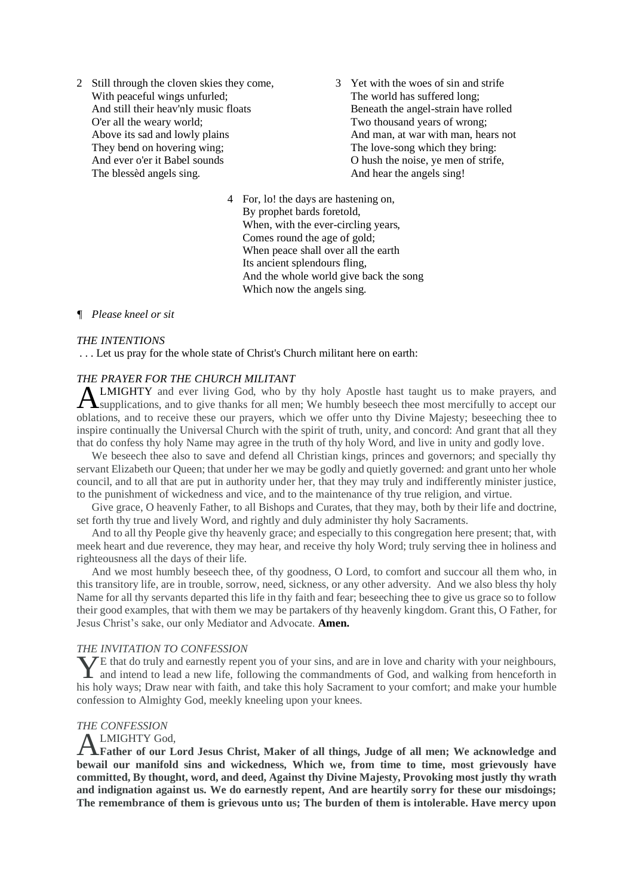2 Still through the cloven skies they come,
With peaceful wings unfurled;
And still their heav'nly music floats
O'er all the weary world;
Above its sad and lowly plains
They bend on hovering wing;
And ever o'er it Babel sounds
The blessèd angels sing.

3 Yet with the woes of sin and strife
The world has suffered long;
Beneath the angel-strain have rolled
Two thousand years of wrong;
And man, at war with man, hears not
The love-song which they bring:
O hush the noise, ye men of strife,
And hear the angels sing!

4 For, lo! the days are hastening on,
By prophet bards foretold,
When, with the ever-circling years,
Comes round the age of gold;
When peace shall over all the earth
Its ancient splendours fling,
And the whole world give back the song
Which now the angels sing.

¶ *Please kneel or sit*

*THE INTENTIONS*

. . . Let us pray for the whole state of Christ's Church militant here on earth:

*THE PRAYER FOR THE CHURCH MILITANT*

ALMIGHTY and ever living God, who by thy holy Apostle hast taught us to make prayers, and supplications, and to give thanks for all men; We humbly beseech thee most mercifully to accept our oblations, and to receive these our prayers, which we offer unto thy Divine Majesty; beseeching thee to inspire continually the Universal Church with the spirit of truth, unity, and concord: And grant that all they that do confess thy holy Name may agree in the truth of thy holy Word, and live in unity and godly love.

We beseech thee also to save and defend all Christian kings, princes and governors; and specially thy servant Elizabeth our Queen; that under her we may be godly and quietly governed: and grant unto her whole council, and to all that are put in authority under her, that they may truly and indifferently minister justice, to the punishment of wickedness and vice, and to the maintenance of thy true religion, and virtue.

Give grace, O heavenly Father, to all Bishops and Curates, that they may, both by their life and doctrine, set forth thy true and lively Word, and rightly and duly administer thy holy Sacraments.

And to all thy People give thy heavenly grace; and especially to this congregation here present; that, with meek heart and due reverence, they may hear, and receive thy holy Word; truly serving thee in holiness and righteousness all the days of their life.

And we most humbly beseech thee, of thy goodness, O Lord, to comfort and succour all them who, in this transitory life, are in trouble, sorrow, need, sickness, or any other adversity. And we also bless thy holy Name for all thy servants departed this life in thy faith and fear; beseeching thee to give us grace so to follow their good examples, that with them we may be partakers of thy heavenly kingdom. Grant this, O Father, for Jesus Christ's sake, our only Mediator and Advocate. **Amen.**

*THE INVITATION TO CONFESSION*

YE that do truly and earnestly repent you of your sins, and are in love and charity with your neighbours, and intend to lead a new life, following the commandments of God, and walking from henceforth in his holy ways; Draw near with faith, and take this holy Sacrament to your comfort; and make your humble confession to Almighty God, meekly kneeling upon your knees.

*THE CONFESSION*

ALMIGHTY God,
**Father of our Lord Jesus Christ, Maker of all things, Judge of all men; We acknowledge and bewail our manifold sins and wickedness, Which we, from time to time, most grievously have committed, By thought, word, and deed, Against thy Divine Majesty, Provoking most justly thy wrath and indignation against us. We do earnestly repent, And are heartily sorry for these our misdoings; The remembrance of them is grievous unto us; The burden of them is intolerable. Have mercy upon**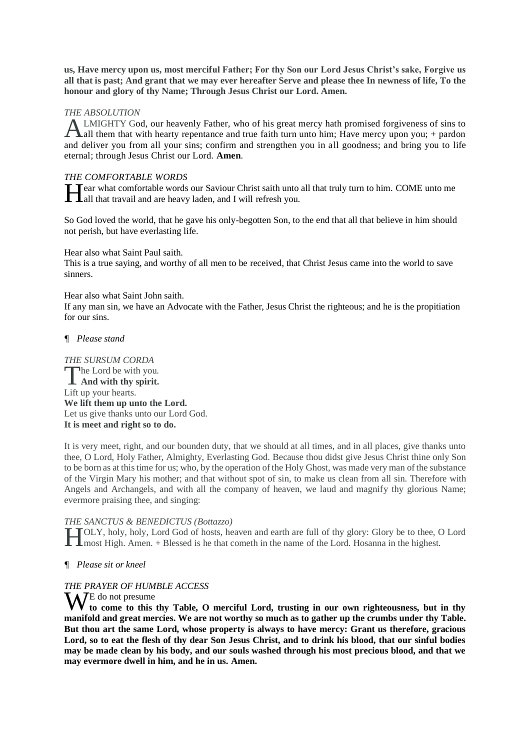**us, Have mercy upon us, most merciful Father; For thy Son our Lord Jesus Christ's sake, Forgive us all that is past; And grant that we may ever hereafter Serve and please thee In newness of life, To the honour and glory of thy Name; Through Jesus Christ our Lord. Amen.**

*THE ABSOLUTION*

ALMIGHTY God, our heavenly Father, who of his great mercy hath promised forgiveness of sins to all them that with hearty repentance and true faith turn unto him; Have mercy upon you; + pardon and deliver you from all your sins; confirm and strengthen you in all goodness; and bring you to life eternal; through Jesus Christ our Lord. **Amen**.

*THE COMFORTABLE WORDS*

Hear what comfortable words our Saviour Christ saith unto all that truly turn to him. COME unto me all that travail and are heavy laden, and I will refresh you.

So God loved the world, that he gave his only-begotten Son, to the end that all that believe in him should not perish, but have everlasting life.

Hear also what Saint Paul saith.
This is a true saying, and worthy of all men to be received, that Christ Jesus came into the world to save sinners.

Hear also what Saint John saith.
If any man sin, we have an Advocate with the Father, Jesus Christ the righteous; and he is the propitiation for our sins.

¶ *Please stand*

*THE SURSUM CORDA*

The Lord be with you.
**And with thy spirit.**
Lift up your hearts.
**We lift them up unto the Lord.**
Let us give thanks unto our Lord God.
**It is meet and right so to do.**

It is very meet, right, and our bounden duty, that we should at all times, and in all places, give thanks unto thee, O Lord, Holy Father, Almighty, Everlasting God. Because thou didst give Jesus Christ thine only Son to be born as at this time for us; who, by the operation of the Holy Ghost, was made very man of the substance of the Virgin Mary his mother; and that without spot of sin, to make us clean from all sin. Therefore with Angels and Archangels, and with all the company of heaven, we laud and magnify thy glorious Name; evermore praising thee, and singing:

*THE SANCTUS & BENEDICTUS (Bottazzo)*

HOLY, holy, holy, Lord God of hosts, heaven and earth are full of thy glory: Glory be to thee, O Lord most High. Amen. + Blessed is he that cometh in the name of the Lord. Hosanna in the highest.

¶ *Please sit or kneel*

*THE PRAYER OF HUMBLE ACCESS*

WE do not presume
**to come to this thy Table, O merciful Lord, trusting in our own righteousness, but in thy manifold and great mercies. We are not worthy so much as to gather up the crumbs under thy Table. But thou art the same Lord, whose property is always to have mercy: Grant us therefore, gracious Lord, so to eat the flesh of thy dear Son Jesus Christ, and to drink his blood, that our sinful bodies may be made clean by his body, and our souls washed through his most precious blood, and that we may evermore dwell in him, and he in us. Amen.**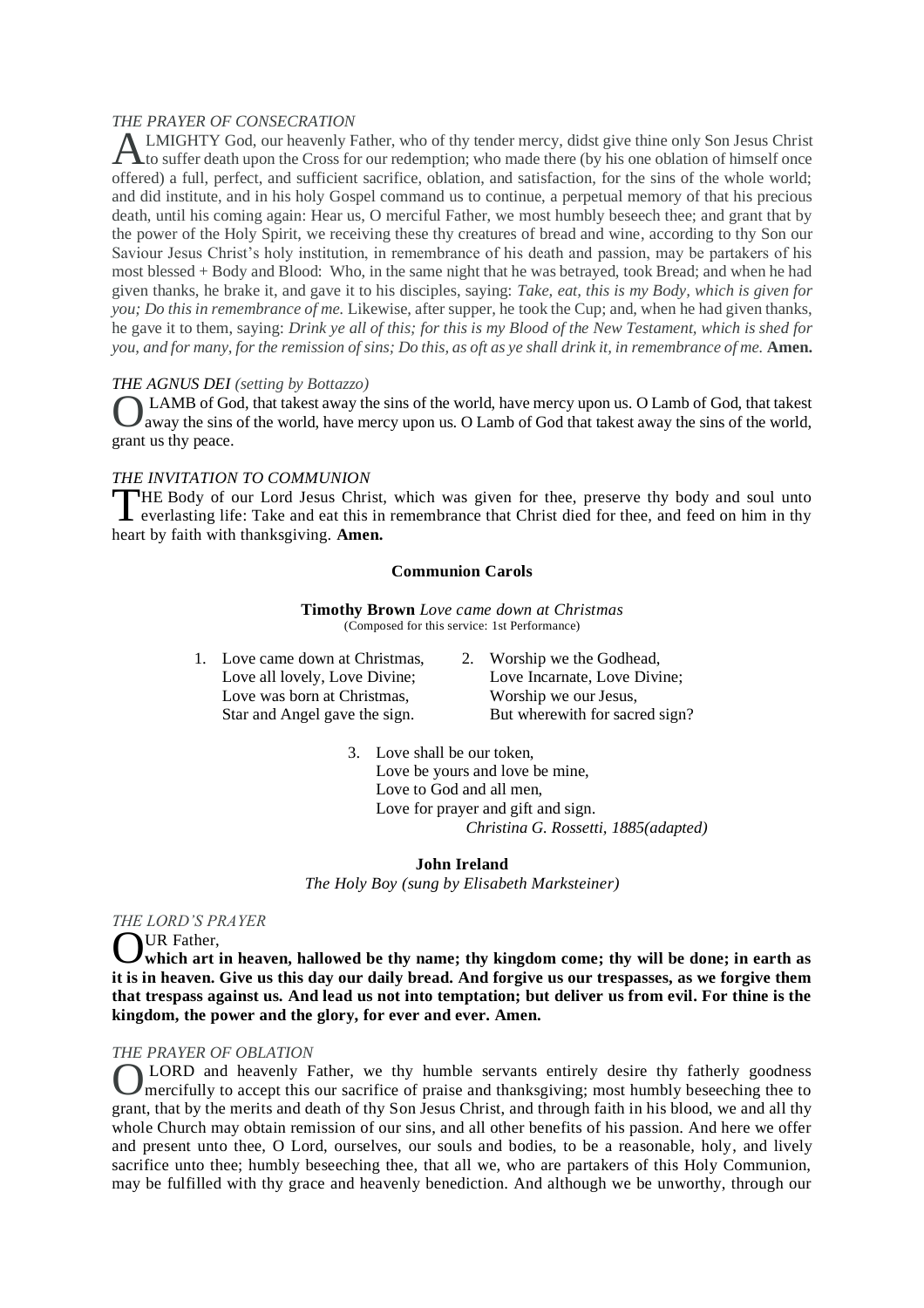*THE PRAYER OF CONSECRATION*

ALMIGHTY God, our heavenly Father, who of thy tender mercy, didst give thine only Son Jesus Christ to suffer death upon the Cross for our redemption; who made there (by his one oblation of himself once offered) a full, perfect, and sufficient sacrifice, oblation, and satisfaction, for the sins of the whole world; and did institute, and in his holy Gospel command us to continue, a perpetual memory of that his precious death, until his coming again: Hear us, O merciful Father, we most humbly beseech thee; and grant that by the power of the Holy Spirit, we receiving these thy creatures of bread and wine, according to thy Son our Saviour Jesus Christ's holy institution, in remembrance of his death and passion, may be partakers of his most blessed + Body and Blood: Who, in the same night that he was betrayed, took Bread; and when he had given thanks, he brake it, and gave it to his disciples, saying: *Take, eat, this is my Body, which is given for you; Do this in remembrance of me.* Likewise, after supper, he took the Cup; and, when he had given thanks, he gave it to them, saying: *Drink ye all of this; for this is my Blood of the New Testament, which is shed for you, and for many, for the remission of sins; Do this, as oft as ye shall drink it, in remembrance of me.* **Amen.**

*THE AGNUS DEI (setting by Bottazzo)*

O LAMB of God, that takest away the sins of the world, have mercy upon us. O Lamb of God, that takest away the sins of the world, have mercy upon us. O Lamb of God that takest away the sins of the world, grant us thy peace.

*THE INVITATION TO COMMUNION*

THE Body of our Lord Jesus Christ, which was given for thee, preserve thy body and soul unto everlasting life: Take and eat this in remembrance that Christ died for thee, and feed on him in thy heart by faith with thanksgiving. **Amen.**

**Communion Carols**

**Timothy Brown** *Love came down at Christmas*
(Composed for this service: 1st Performance)

1. Love came down at Christmas,
   Love all lovely, Love Divine;
   Love was born at Christmas,
   Star and Angel gave the sign.

2. Worship we the Godhead,
   Love Incarnate, Love Divine;
   Worship we our Jesus,
   But wherewith for sacred sign?

3. Love shall be our token,
   Love be yours and love be mine,
   Love to God and all men,
   Love for prayer and gift and sign.

*Christina G. Rossetti, 1885(adapted)*

**John Ireland**
*The Holy Boy (sung by Elisabeth Marksteiner)*

*THE LORD'S PRAYER*

OUR Father,
**which art in heaven, hallowed be thy name; thy kingdom come; thy will be done; in earth as it is in heaven. Give us this day our daily bread. And forgive us our trespasses, as we forgive them that trespass against us. And lead us not into temptation; but deliver us from evil. For thine is the kingdom, the power and the glory, for ever and ever. Amen.**

*THE PRAYER OF OBLATION*

O LORD and heavenly Father, we thy humble servants entirely desire thy fatherly goodness mercifully to accept this our sacrifice of praise and thanksgiving; most humbly beseeching thee to grant, that by the merits and death of thy Son Jesus Christ, and through faith in his blood, we and all thy whole Church may obtain remission of our sins, and all other benefits of his passion. And here we offer and present unto thee, O Lord, ourselves, our souls and bodies, to be a reasonable, holy, and lively sacrifice unto thee; humbly beseeching thee, that all we, who are partakers of this Holy Communion, may be fulfilled with thy grace and heavenly benediction. And although we be unworthy, through our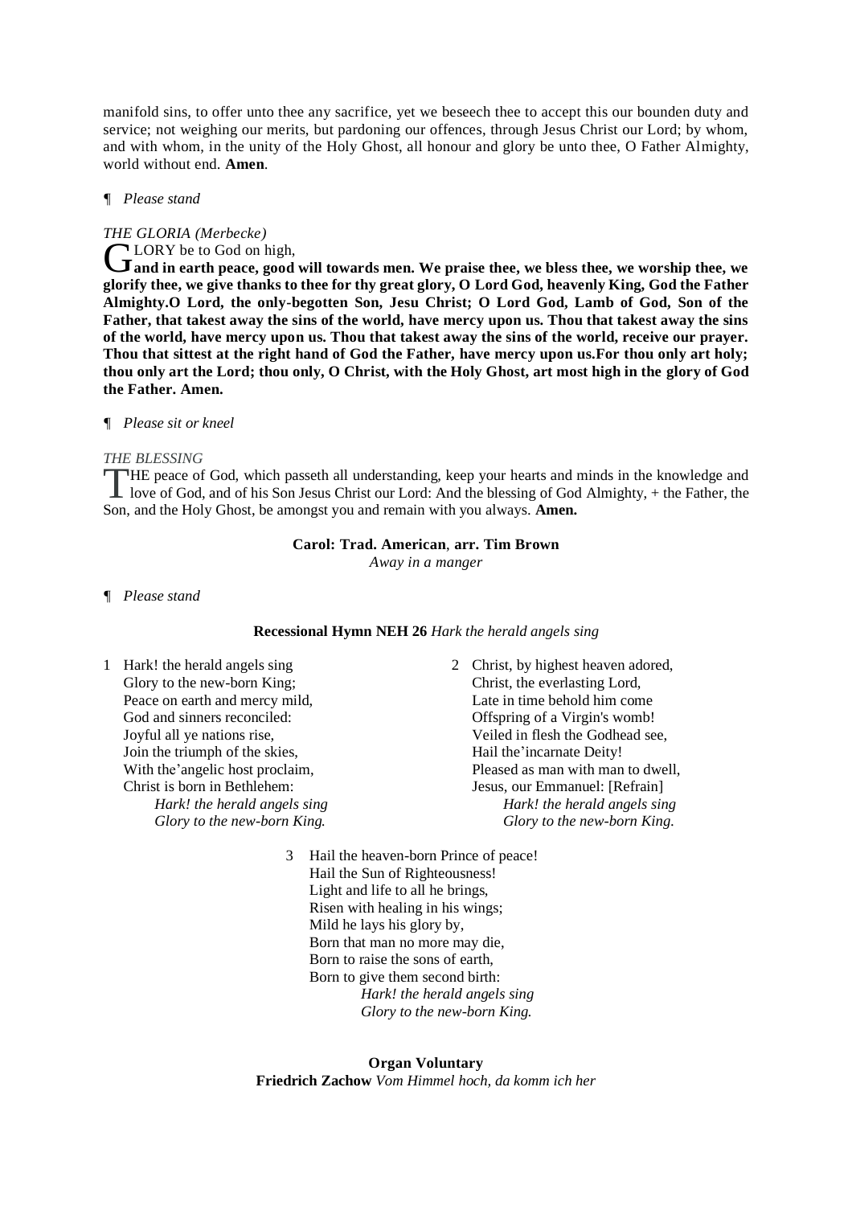manifold sins, to offer unto thee any sacrifice, yet we beseech thee to accept this our bounden duty and service; not weighing our merits, but pardoning our offences, through Jesus Christ our Lord; by whom, and with whom, in the unity of the Holy Ghost, all honour and glory be unto thee, O Father Almighty, world without end. **Amen**.

¶ *Please stand*

*THE GLORIA (Merbecke)*

GLORY be to God on high,
**and in earth peace, good will towards men. We praise thee, we bless thee, we worship thee, we glorify thee, we give thanks to thee for thy great glory, O Lord God, heavenly King, God the Father Almighty.O Lord, the only-begotten Son, Jesu Christ; O Lord God, Lamb of God, Son of the Father, that takest away the sins of the world, have mercy upon us. Thou that takest away the sins of the world, have mercy upon us. Thou that takest away the sins of the world, receive our prayer. Thou that sittest at the right hand of God the Father, have mercy upon us.For thou only art holy; thou only art the Lord; thou only, O Christ, with the Holy Ghost, art most high in the glory of God the Father. Amen.**

¶ *Please sit or kneel*

*THE BLESSING*

THE peace of God, which passeth all understanding, keep your hearts and minds in the knowledge and love of God, and of his Son Jesus Christ our Lord: And the blessing of God Almighty, + the Father, the Son, and the Holy Ghost, be amongst you and remain with you always. **Amen.**

**Carol: Trad. American**, **arr. Tim Brown**
*Away in a manger*

¶ *Please stand*

**Recessional Hymn NEH 26** *Hark the herald angels sing*

1 Hark! the herald angels sing
Glory to the new-born King;
Peace on earth and mercy mild,
God and sinners reconciled:
Joyful all ye nations rise,
Join the triumph of the skies,
With the'angelic host proclaim,
Christ is born in Bethlehem:
*Hark! the herald angels sing*
*Glory to the new-born King.*

2 Christ, by highest heaven adored,
Christ, the everlasting Lord,
Late in time behold him come
Offspring of a Virgin's womb!
Veiled in flesh the Godhead see,
Hail the'incarnate Deity!
Pleased as man with man to dwell,
Jesus, our Emmanuel: [Refrain]
*Hark! the herald angels sing*
*Glory to the new-born King.*

3 Hail the heaven-born Prince of peace!
Hail the Sun of Righteousness!
Light and life to all he brings,
Risen with healing in his wings;
Mild he lays his glory by,
Born that man no more may die,
Born to raise the sons of earth,
Born to give them second birth:
*Hark! the herald angels sing*
*Glory to the new-born King.*

**Organ Voluntary**
**Friedrich Zachow** *Vom Himmel hoch, da komm ich her*